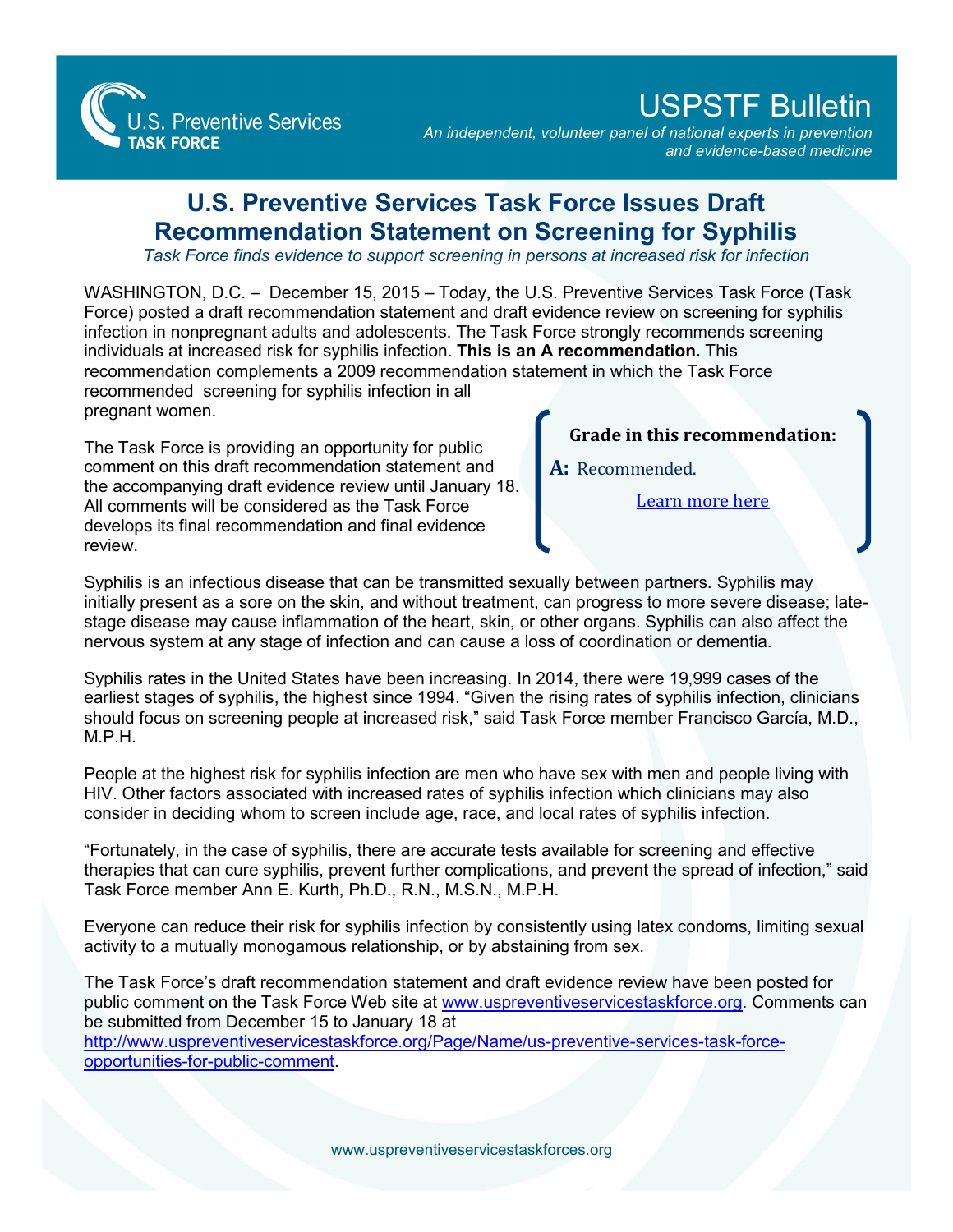U.S. Preventive Services
**TASK FORCE**

# USPSTF Bulletin

*An independent, volunteer panel of national experts in prevention and evidence-based medicine*

## U.S. Preventive Services Task Force Issues Draft Recommendation Statement on Screening for Syphilis

*Task Force finds evidence to support screening in persons at increased risk for infection*

WASHINGTON, D.C. – December 15, 2015 – Today, the U.S. Preventive Services Task Force (Task Force) posted a draft recommendation statement and draft evidence review on screening for syphilis infection in nonpregnant adults and adolescents. The Task Force strongly recommends screening individuals at increased risk for syphilis infection. **This is an A recommendation.** This recommendation complements a 2009 recommendation statement in which the Task Force recommended screening for syphilis infection in all pregnant women.

The Task Force is providing an opportunity for public comment on this draft recommendation statement and the accompanying draft evidence review until January 18. All comments will be considered as the Task Force develops its final recommendation and final evidence review.

> **Grade in this recommendation:**
>
> **A:** Recommended.
>
> [Learn more here]()

Syphilis is an infectious disease that can be transmitted sexually between partners. Syphilis may initially present as a sore on the skin, and without treatment, can progress to more severe disease; late-stage disease may cause inflammation of the heart, skin, or other organs. Syphilis can also affect the nervous system at any stage of infection and can cause a loss of coordination or dementia.

Syphilis rates in the United States have been increasing. In 2014, there were 19,999 cases of the earliest stages of syphilis, the highest since 1994. "Given the rising rates of syphilis infection, clinicians should focus on screening people at increased risk," said Task Force member Francisco García, M.D., M.P.H.

People at the highest risk for syphilis infection are men who have sex with men and people living with HIV. Other factors associated with increased rates of syphilis infection which clinicians may also consider in deciding whom to screen include age, race, and local rates of syphilis infection.

"Fortunately, in the case of syphilis, there are accurate tests available for screening and effective therapies that can cure syphilis, prevent further complications, and prevent the spread of infection," said Task Force member Ann E. Kurth, Ph.D., R.N., M.S.N., M.P.H.

Everyone can reduce their risk for syphilis infection by consistently using latex condoms, limiting sexual activity to a mutually monogamous relationship, or by abstaining from sex.

The Task Force's draft recommendation statement and draft evidence review have been posted for public comment on the Task Force Web site at www.uspreventiveservicestaskforce.org. Comments can be submitted from December 15 to January 18 at http://www.uspreventiveservicestaskforce.org/Page/Name/us-preventive-services-task-force-opportunities-for-public-comment.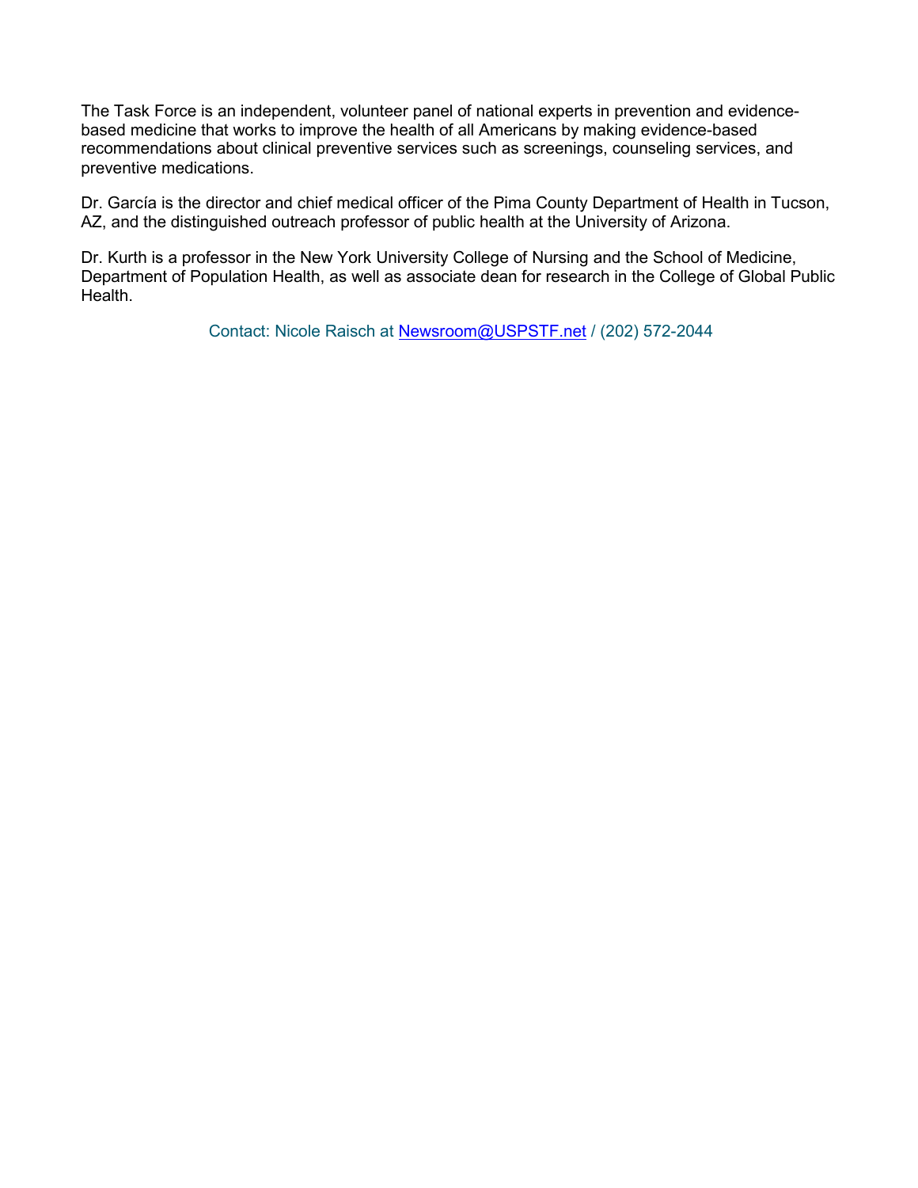The Task Force is an independent, volunteer panel of national experts in prevention and evidence-based medicine that works to improve the health of all Americans by making evidence-based recommendations about clinical preventive services such as screenings, counseling services, and preventive medications.

Dr. García is the director and chief medical officer of the Pima County Department of Health in Tucson, AZ, and the distinguished outreach professor of public health at the University of Arizona.

Dr. Kurth is a professor in the New York University College of Nursing and the School of Medicine, Department of Population Health, as well as associate dean for research in the College of Global Public Health.

Contact: Nicole Raisch at Newsroom@USPSTF.net / (202) 572-2044